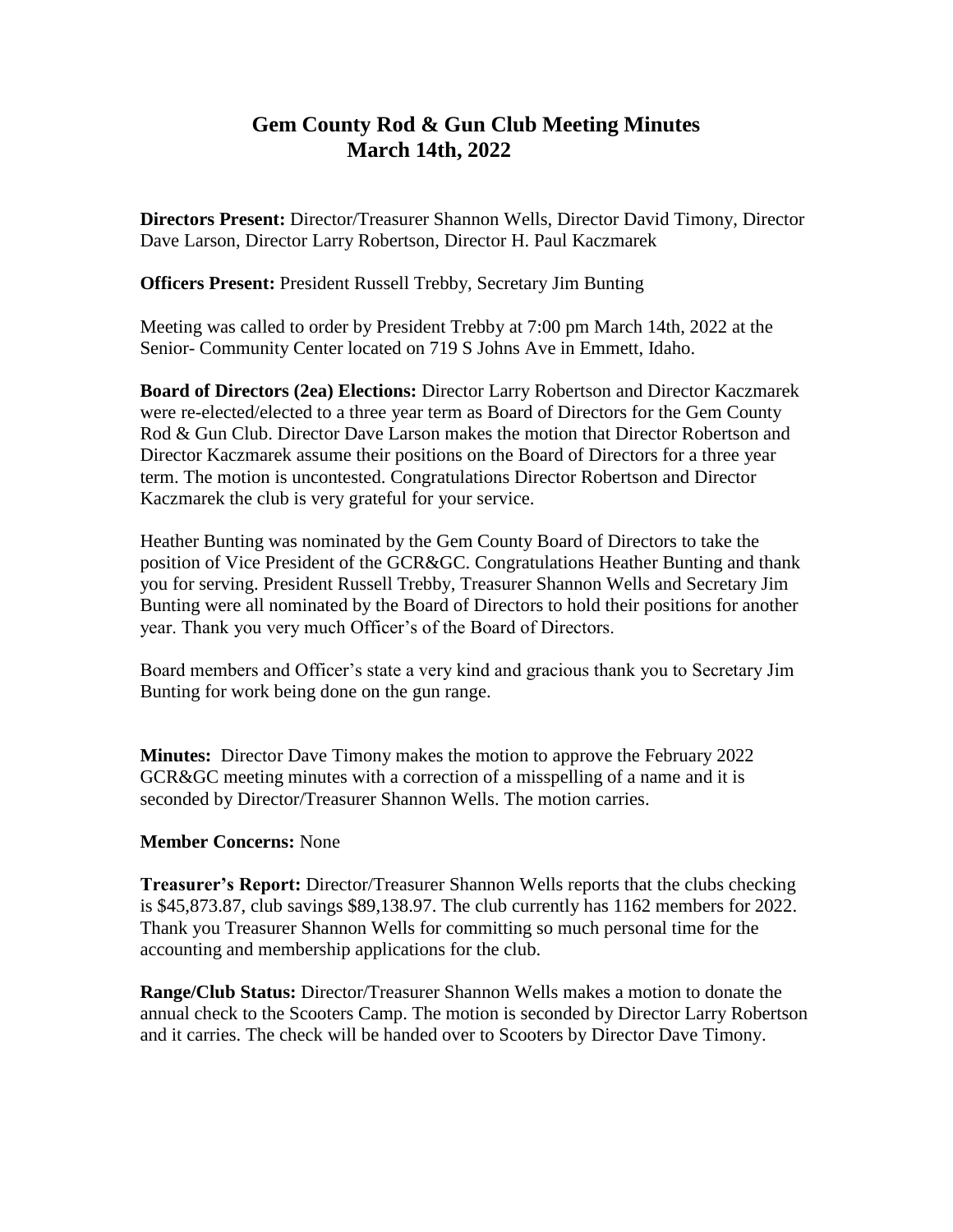# Gem County Rod & Gun Club Meeting Minutes
## March 14th, 2022

**Directors Present:** Director/Treasurer Shannon Wells, Director David Timony, Director Dave Larson, Director Larry Robertson, Director H. Paul Kaczmarek

**Officers Present:** President Russell Trebby, Secretary Jim Bunting

Meeting was called to order by President Trebby at 7:00 pm March 14th, 2022 at the Senior- Community Center located on 719 S Johns Ave in Emmett, Idaho.

**Board of Directors (2ea) Elections:** Director Larry Robertson and Director Kaczmarek were re-elected/elected to a three year term as Board of Directors for the Gem County Rod & Gun Club. Director Dave Larson makes the motion that Director Robertson and Director Kaczmarek assume their positions on the Board of Directors for a three year term. The motion is uncontested. Congratulations Director Robertson and Director Kaczmarek the club is very grateful for your service.

Heather Bunting was nominated by the Gem County Board of Directors to take the position of Vice President of the GCR&GC. Congratulations Heather Bunting and thank you for serving. President Russell Trebby, Treasurer Shannon Wells and Secretary Jim Bunting were all nominated by the Board of Directors to hold their positions for another year. Thank you very much Officer's of the Board of Directors.

Board members and Officer's state a very kind and gracious thank you to Secretary Jim Bunting for work being done on the gun range.

**Minutes:** Director Dave Timony makes the motion to approve the February 2022 GCR&GC meeting minutes with a correction of a misspelling of a name and it is seconded by Director/Treasurer Shannon Wells. The motion carries.

**Member Concerns:** None

**Treasurer's Report:** Director/Treasurer Shannon Wells reports that the clubs checking is $45,873.87, club savings $89,138.97. The club currently has 1162 members for 2022. Thank you Treasurer Shannon Wells for committing so much personal time for the accounting and membership applications for the club.

**Range/Club Status:** Director/Treasurer Shannon Wells makes a motion to donate the annual check to the Scooters Camp. The motion is seconded by Director Larry Robertson and it carries. The check will be handed over to Scooters by Director Dave Timony.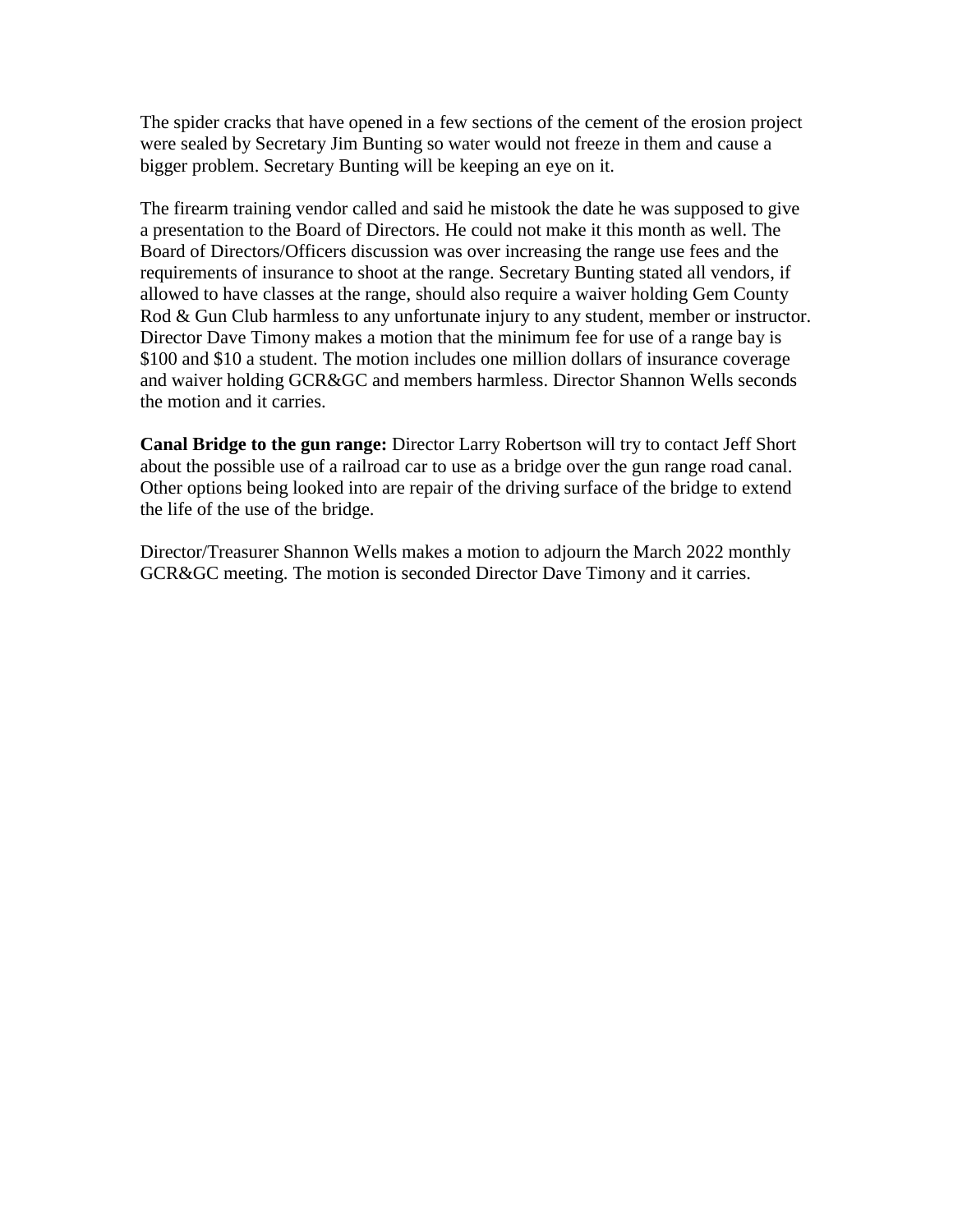The spider cracks that have opened in a few sections of the cement of the erosion project were sealed by Secretary Jim Bunting so water would not freeze in them and cause a bigger problem. Secretary Bunting will be keeping an eye on it.

The firearm training vendor called and said he mistook the date he was supposed to give a presentation to the Board of Directors. He could not make it this month as well. The Board of Directors/Officers discussion was over increasing the range use fees and the requirements of insurance to shoot at the range. Secretary Bunting stated all vendors, if allowed to have classes at the range, should also require a waiver holding Gem County Rod & Gun Club harmless to any unfortunate injury to any student, member or instructor. Director Dave Timony makes a motion that the minimum fee for use of a range bay is $100 and $10 a student. The motion includes one million dollars of insurance coverage and waiver holding GCR&GC and members harmless. Director Shannon Wells seconds the motion and it carries.

**Canal Bridge to the gun range:** Director Larry Robertson will try to contact Jeff Short about the possible use of a railroad car to use as a bridge over the gun range road canal. Other options being looked into are repair of the driving surface of the bridge to extend the life of the use of the bridge.

Director/Treasurer Shannon Wells makes a motion to adjourn the March 2022 monthly GCR&GC meeting. The motion is seconded Director Dave Timony and it carries.